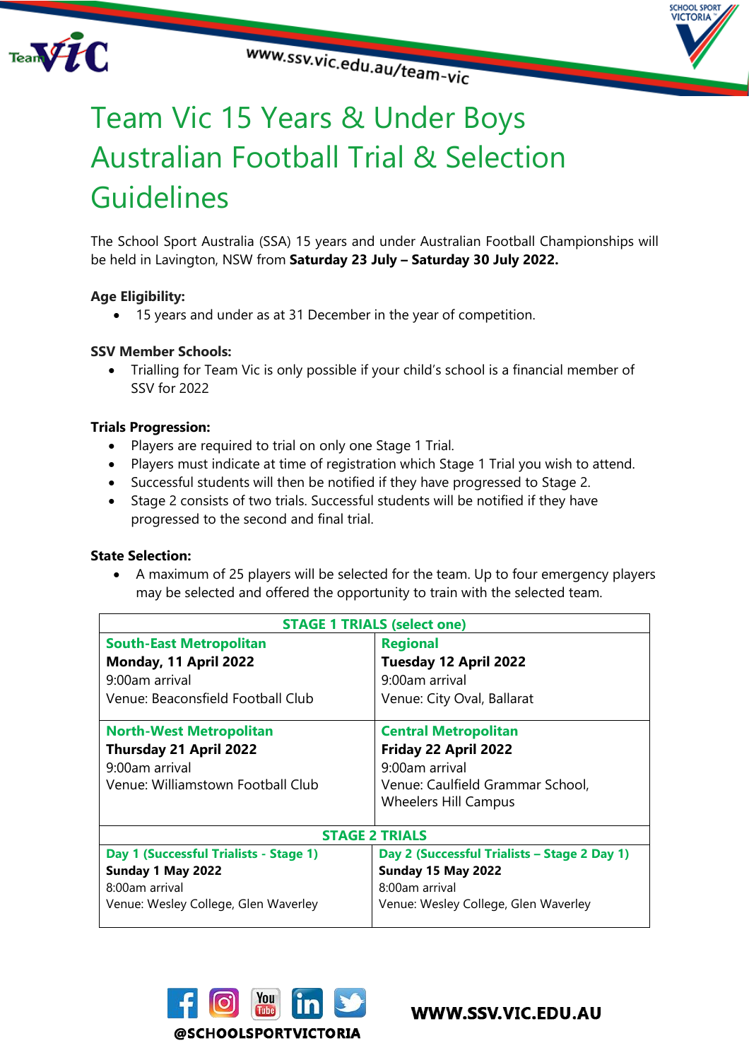# Team Vic 15 Years & Under Boys Australian Football Trial & Selection Guidelines

The School Sport Australia (SSA) 15 years and under Australian Football Championships will be held in Lavington, NSW from **Saturday 23 July – Saturday 30 July 2022.**

**Age Eligibility:**

- 15 years and under as at 31 December in the year of competition.

**SSV Member Schools:**

- Trialling for Team Vic is only possible if your child's school is a financial member of SSV for 2022

**Trials Progression:**

- Players are required to trial on only one Stage 1 Trial.
- Players must indicate at time of registration which Stage 1 Trial you wish to attend.
- Successful students will then be notified if they have progressed to Stage 2.
- Stage 2 consists of two trials. Successful students will be notified if they have progressed to the second and final trial.

**State Selection:**

- A maximum of 25 players will be selected for the team. Up to four emergency players may be selected and offered the opportunity to train with the selected team.

| STAGE 1 TRIALS (select one) | |
|---|---|
| **South-East Metropolitan**<br>**Monday, 11 April 2022**<br>9:00am arrival<br>Venue: Beaconsfield Football Club | **Regional**<br>**Tuesday 12 April 2022**<br>9:00am arrival<br>Venue: City Oval, Ballarat |
| **North-West Metropolitan**<br>**Thursday 21 April 2022**<br>9:00am arrival<br>Venue: Williamstown Football Club | **Central Metropolitan**<br>**Friday 22 April 2022**<br>9:00am arrival<br>Venue: Caulfield Grammar School, Wheelers Hill Campus |
| **STAGE 2 TRIALS** | |
| **Day 1 (Successful Trialists - Stage 1)**<br>**Sunday 1 May 2022**<br>8:00am arrival<br>Venue: Wesley College, Glen Waverley | **Day 2 (Successful Trialists – Stage 2 Day 1)**<br>**Sunday 15 May 2022**<br>8:00am arrival<br>Venue: Wesley College, Glen Waverley |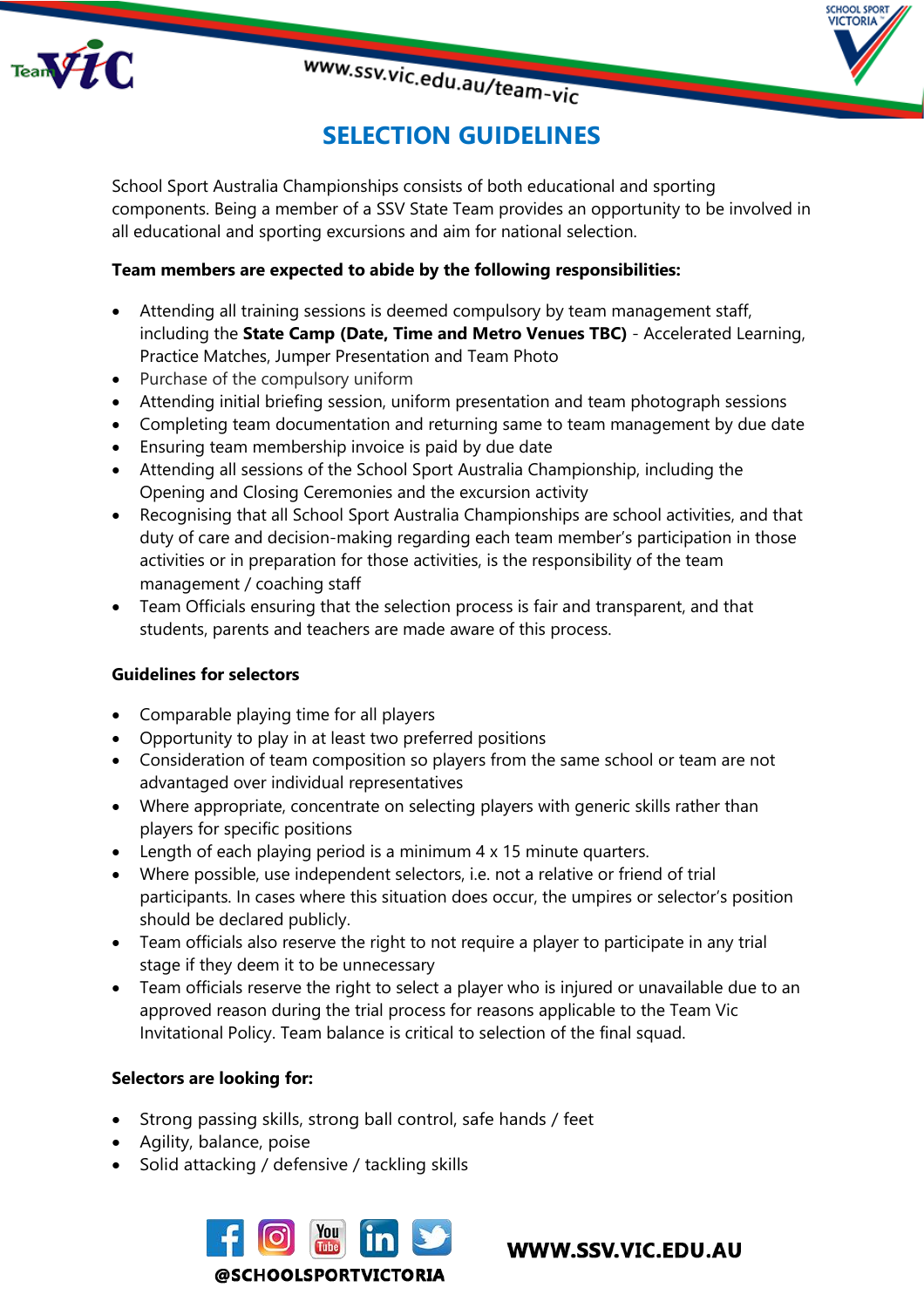# SELECTION GUIDELINES

School Sport Australia Championships consists of both educational and sporting components. Being a member of a SSV State Team provides an opportunity to be involved in all educational and sporting excursions and aim for national selection.

**Team members are expected to abide by the following responsibilities:**

- Attending all training sessions is deemed compulsory by team management staff, including the **State Camp (Date, Time and Metro Venues TBC)** - Accelerated Learning, Practice Matches, Jumper Presentation and Team Photo
- Purchase of the compulsory uniform
- Attending initial briefing session, uniform presentation and team photograph sessions
- Completing team documentation and returning same to team management by due date
- Ensuring team membership invoice is paid by due date
- Attending all sessions of the School Sport Australia Championship, including the Opening and Closing Ceremonies and the excursion activity
- Recognising that all School Sport Australia Championships are school activities, and that duty of care and decision-making regarding each team member's participation in those activities or in preparation for those activities, is the responsibility of the team management / coaching staff
- Team Officials ensuring that the selection process is fair and transparent, and that students, parents and teachers are made aware of this process.

**Guidelines for selectors**

- Comparable playing time for all players
- Opportunity to play in at least two preferred positions
- Consideration of team composition so players from the same school or team are not advantaged over individual representatives
- Where appropriate, concentrate on selecting players with generic skills rather than players for specific positions
- Length of each playing period is a minimum 4 x 15 minute quarters.
- Where possible, use independent selectors, i.e. not a relative or friend of trial participants. In cases where this situation does occur, the umpires or selector's position should be declared publicly.
- Team officials also reserve the right to not require a player to participate in any trial stage if they deem it to be unnecessary
- Team officials reserve the right to select a player who is injured or unavailable due to an approved reason during the trial process for reasons applicable to the Team Vic Invitational Policy. Team balance is critical to selection of the final squad.

**Selectors are looking for:**

- Strong passing skills, strong ball control, safe hands / feet
- Agility, balance, poise
- Solid attacking / defensive / tackling skills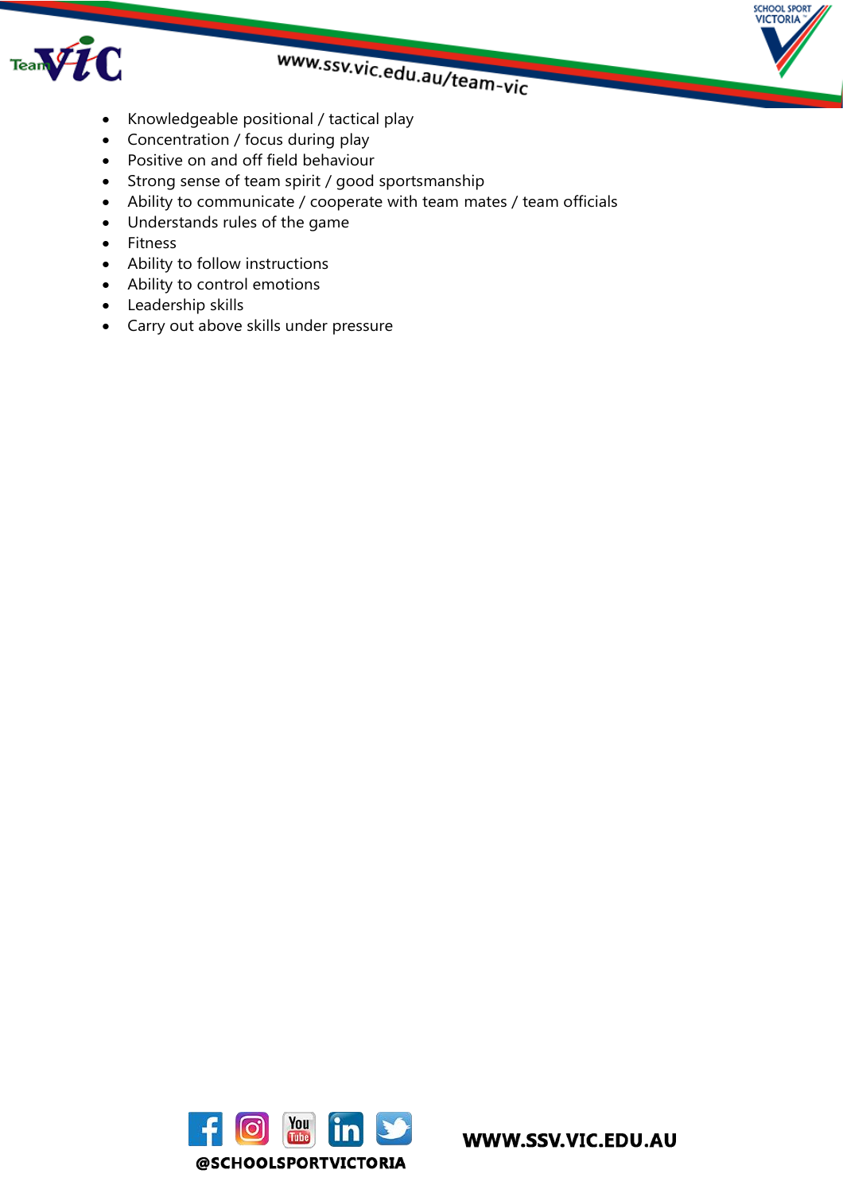- Knowledgeable positional / tactical play
- Concentration / focus during play
- Positive on and off field behaviour
- Strong sense of team spirit / good sportsmanship
- Ability to communicate / cooperate with team mates / team officials
- Understands rules of the game
- Fitness
- Ability to follow instructions
- Ability to control emotions
- Leadership skills
- Carry out above skills under pressure